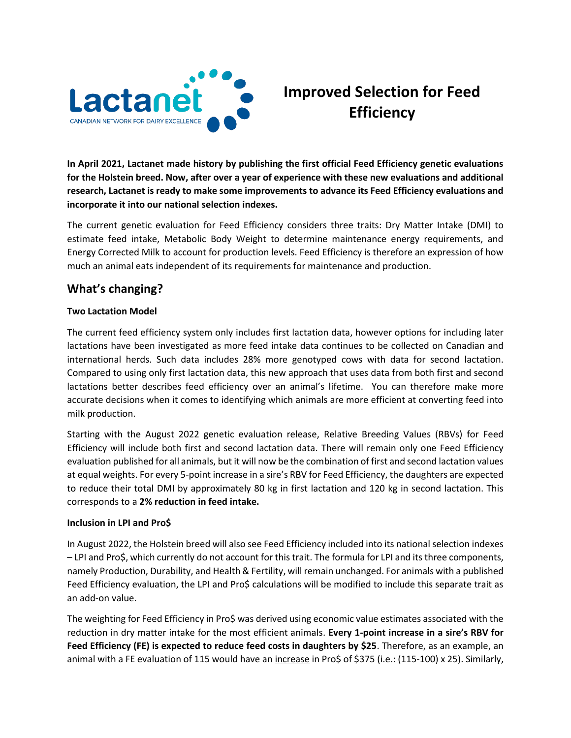Lactanet

CANADIAN NETWORK FOR DAIRY EXCELLENCE

# Improved Selection for Feed Efficiency

**In April 2021, Lactanet made history by publishing the first official Feed Efficiency genetic evaluations for the Holstein breed. Now, after over a year of experience with these new evaluations and additional research, Lactanet is ready to make some improvements to advance its Feed Efficiency evaluations and incorporate it into our national selection indexes.**

The current genetic evaluation for Feed Efficiency considers three traits: Dry Matter Intake (DMI) to estimate feed intake, Metabolic Body Weight to determine maintenance energy requirements, and Energy Corrected Milk to account for production levels. Feed Efficiency is therefore an expression of how much an animal eats independent of its requirements for maintenance and production.

## What's changing?

**Two Lactation Model**

The current feed efficiency system only includes first lactation data, however options for including later lactations have been investigated as more feed intake data continues to be collected on Canadian and international herds. Such data includes 28% more genotyped cows with data for second lactation. Compared to using only first lactation data, this new approach that uses data from both first and second lactations better describes feed efficiency over an animal's lifetime. You can therefore make more accurate decisions when it comes to identifying which animals are more efficient at converting feed into milk production.

Starting with the August 2022 genetic evaluation release, Relative Breeding Values (RBVs) for Feed Efficiency will include both first and second lactation data. There will remain only one Feed Efficiency evaluation published for all animals, but it will now be the combination of first and second lactation values at equal weights. For every 5-point increase in a sire's RBV for Feed Efficiency, the daughters are expected to reduce their total DMI by approximately 80 kg in first lactation and 120 kg in second lactation. This corresponds to a **2% reduction in feed intake.**

**Inclusion in LPI and Pro$**

In August 2022, the Holstein breed will also see Feed Efficiency included into its national selection indexes – LPI and Pro$, which currently do not account for this trait. The formula for LPI and its three components, namely Production, Durability, and Health & Fertility, will remain unchanged. For animals with a published Feed Efficiency evaluation, the LPI and Pro$ calculations will be modified to include this separate trait as an add-on value.

The weighting for Feed Efficiency in Pro$ was derived using economic value estimates associated with the reduction in dry matter intake for the most efficient animals. **Every 1-point increase in a sire's RBV for Feed Efficiency (FE) is expected to reduce feed costs in daughters by $25**. Therefore, as an example, an animal with a FE evaluation of 115 would have an <u>increase</u> in Pro$ of $375 (i.e.: (115-100) x 25). Similarly,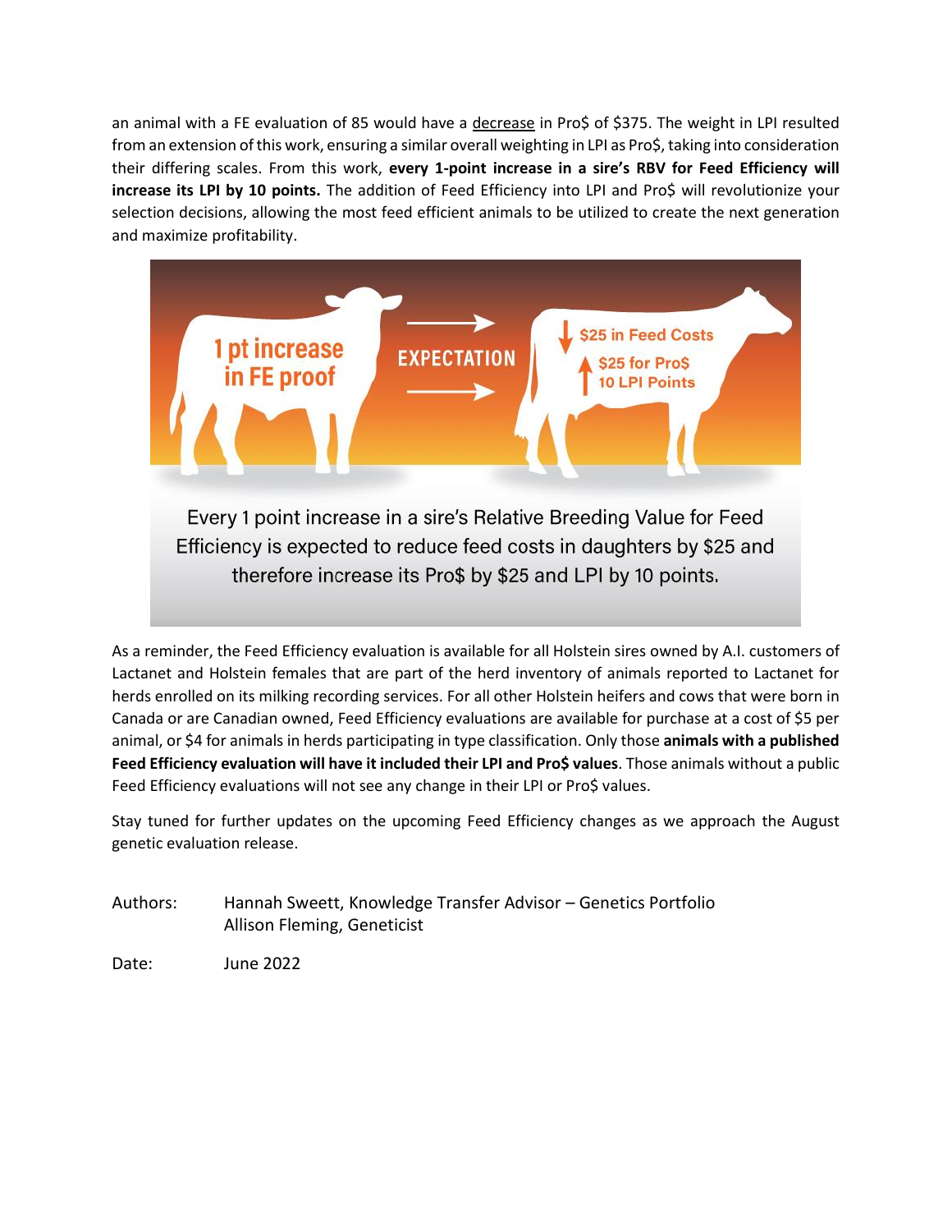an animal with a FE evaluation of 85 would have a decrease in Pro$ of $375. The weight in LPI resulted from an extension of this work, ensuring a similar overall weighting in LPI as Pro$, taking into consideration their differing scales. From this work, **every 1-point increase in a sire's RBV for Feed Efficiency will increase its LPI by 10 points.** The addition of Feed Efficiency into LPI and Pro$ will revolutionize your selection decisions, allowing the most feed efficient animals to be utilized to create the next generation and maximize profitability.

1 pt increase in FE proof

EXPECTATION

↓ $25 in Feed Costs

↑ $25 for Pro$
10 LPI Points

Every 1 point increase in a sire's Relative Breeding Value for Feed Efficiency is expected to reduce feed costs in daughters by $25 and therefore increase its Pro$ by $25 and LPI by 10 points.

As a reminder, the Feed Efficiency evaluation is available for all Holstein sires owned by A.I. customers of Lactanet and Holstein females that are part of the herd inventory of animals reported to Lactanet for herds enrolled on its milking recording services. For all other Holstein heifers and cows that were born in Canada or are Canadian owned, Feed Efficiency evaluations are available for purchase at a cost of $5 per animal, or $4 for animals in herds participating in type classification. Only those **animals with a published Feed Efficiency evaluation will have it included their LPI and Pro$ values**. Those animals without a public Feed Efficiency evaluations will not see any change in their LPI or Pro$ values.

Stay tuned for further updates on the upcoming Feed Efficiency changes as we approach the August genetic evaluation release.

Authors: Hannah Sweett, Knowledge Transfer Advisor – Genetics Portfolio
Allison Fleming, Geneticist

Date: June 2022